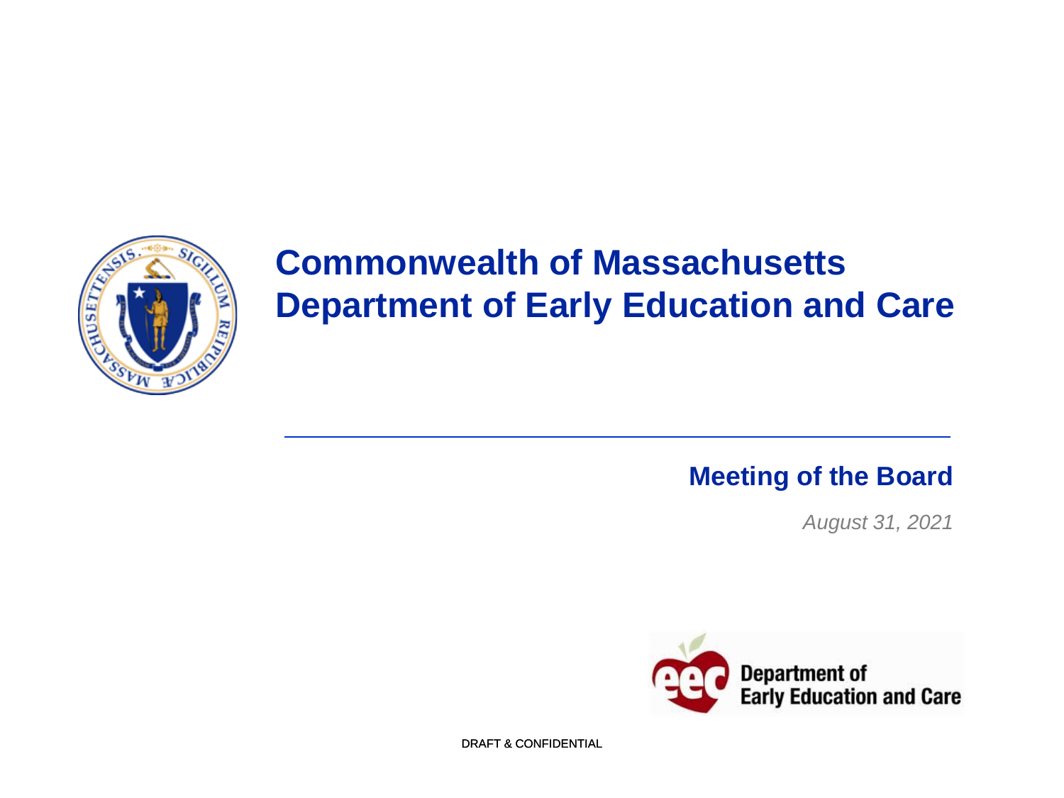# Commonwealth of Massachusetts
# Department of Early Education and Care

## Meeting of the Board

*August 31, 2021*

DRAFT & CONFIDENTIAL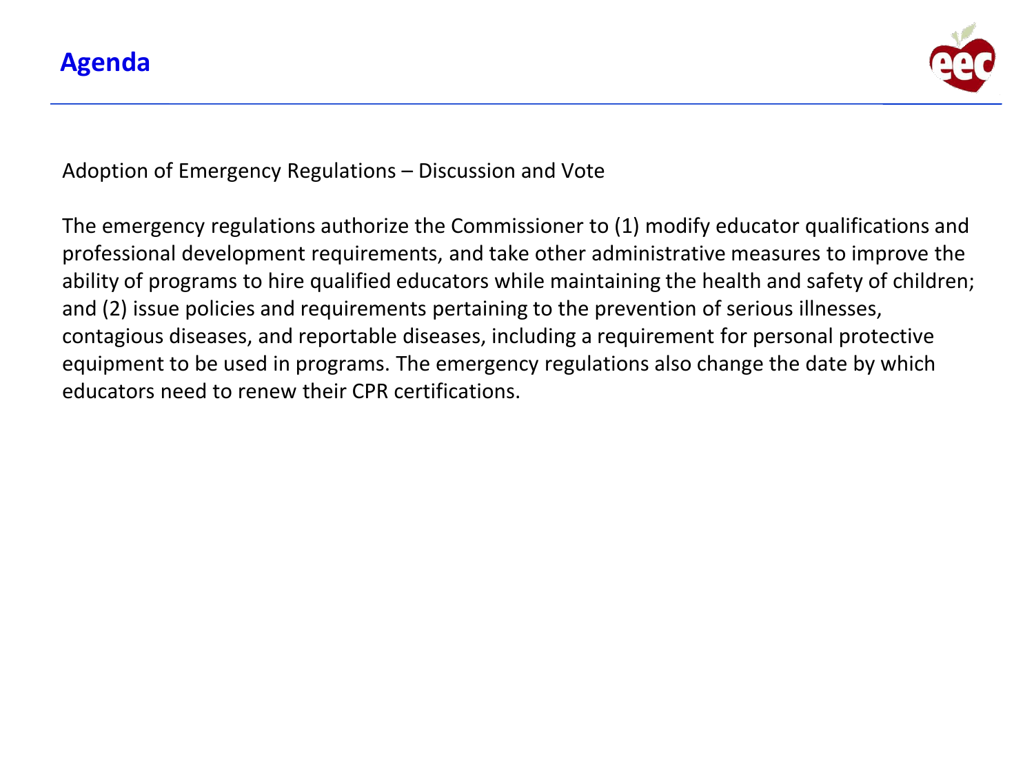# Agenda

Adoption of Emergency Regulations – Discussion and Vote

The emergency regulations authorize the Commissioner to (1) modify educator qualifications and professional development requirements, and take other administrative measures to improve the ability of programs to hire qualified educators while maintaining the health and safety of children; and (2) issue policies and requirements pertaining to the prevention of serious illnesses, contagious diseases, and reportable diseases, including a requirement for personal protective equipment to be used in programs. The emergency regulations also change the date by which educators need to renew their CPR certifications.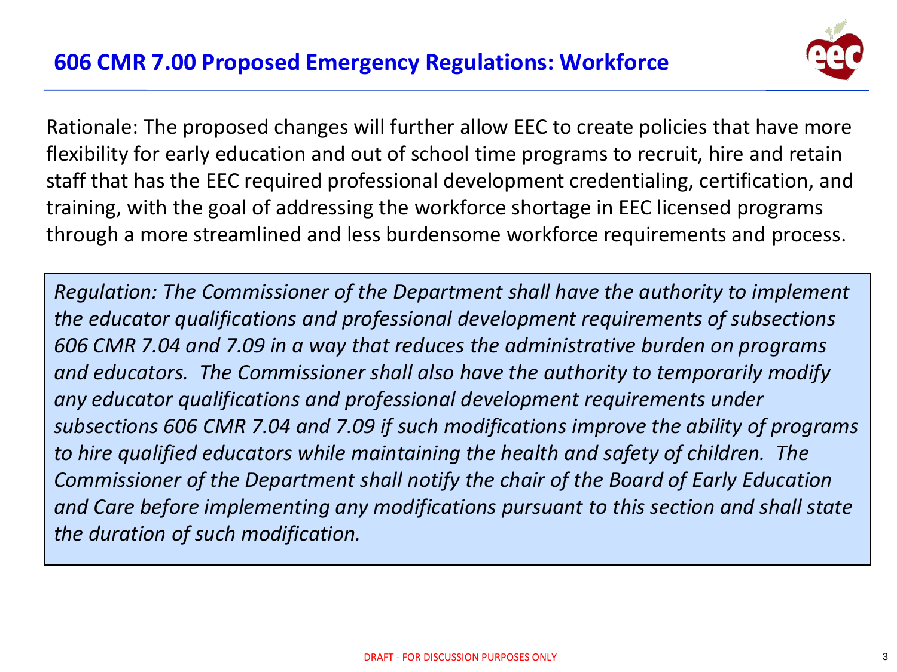## 606 CMR 7.00 Proposed Emergency Regulations: Workforce

Rationale: The proposed changes will further allow EEC to create policies that have more flexibility for early education and out of school time programs to recruit, hire and retain staff that has the EEC required professional development credentialing, certification, and training, with the goal of addressing the workforce shortage in EEC licensed programs through a more streamlined and less burdensome workforce requirements and process.

*Regulation: The Commissioner of the Department shall have the authority to implement the educator qualifications and professional development requirements of subsections 606 CMR 7.04 and 7.09 in a way that reduces the administrative burden on programs and educators. The Commissioner shall also have the authority to temporarily modify any educator qualifications and professional development requirements under subsections 606 CMR 7.04 and 7.09 if such modifications improve the ability of programs to hire qualified educators while maintaining the health and safety of children. The Commissioner of the Department shall notify the chair of the Board of Early Education and Care before implementing any modifications pursuant to this section and shall state the duration of such modification.*

DRAFT - FOR DISCUSSION PURPOSES ONLY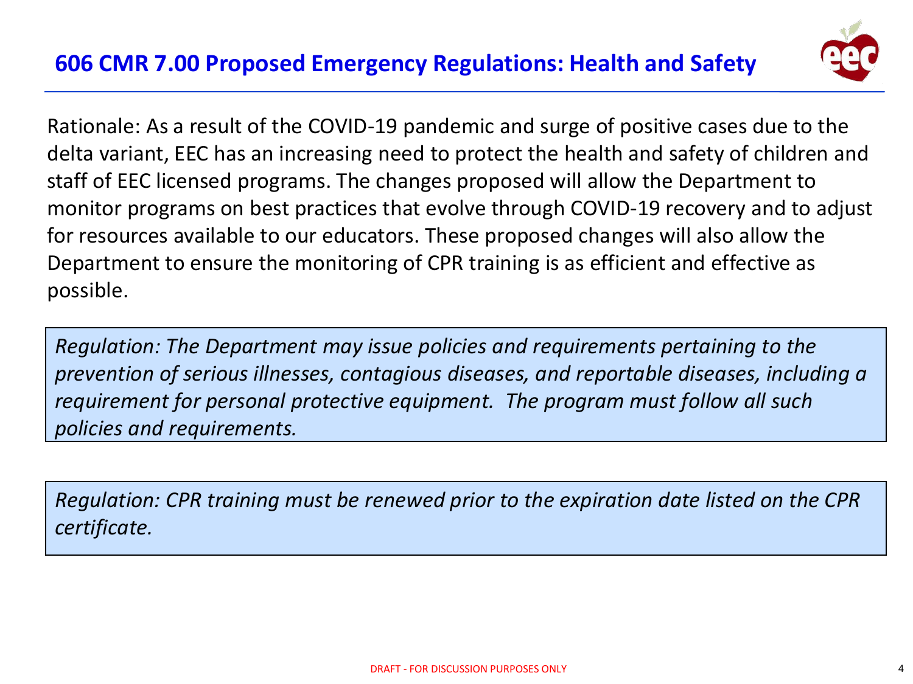## 606 CMR 7.00 Proposed Emergency Regulations: Health and Safety

Rationale: As a result of the COVID-19 pandemic and surge of positive cases due to the delta variant, EEC has an increasing need to protect the health and safety of children and staff of EEC licensed programs. The changes proposed will allow the Department to monitor programs on best practices that evolve through COVID-19 recovery and to adjust for resources available to our educators. These proposed changes will also allow the Department to ensure the monitoring of CPR training is as efficient and effective as possible.

*Regulation: The Department may issue policies and requirements pertaining to the prevention of serious illnesses, contagious diseases, and reportable diseases, including a requirement for personal protective equipment. The program must follow all such policies and requirements.*

*Regulation: CPR training must be renewed prior to the expiration date listed on the CPR certificate.*

DRAFT - FOR DISCUSSION PURPOSES ONLY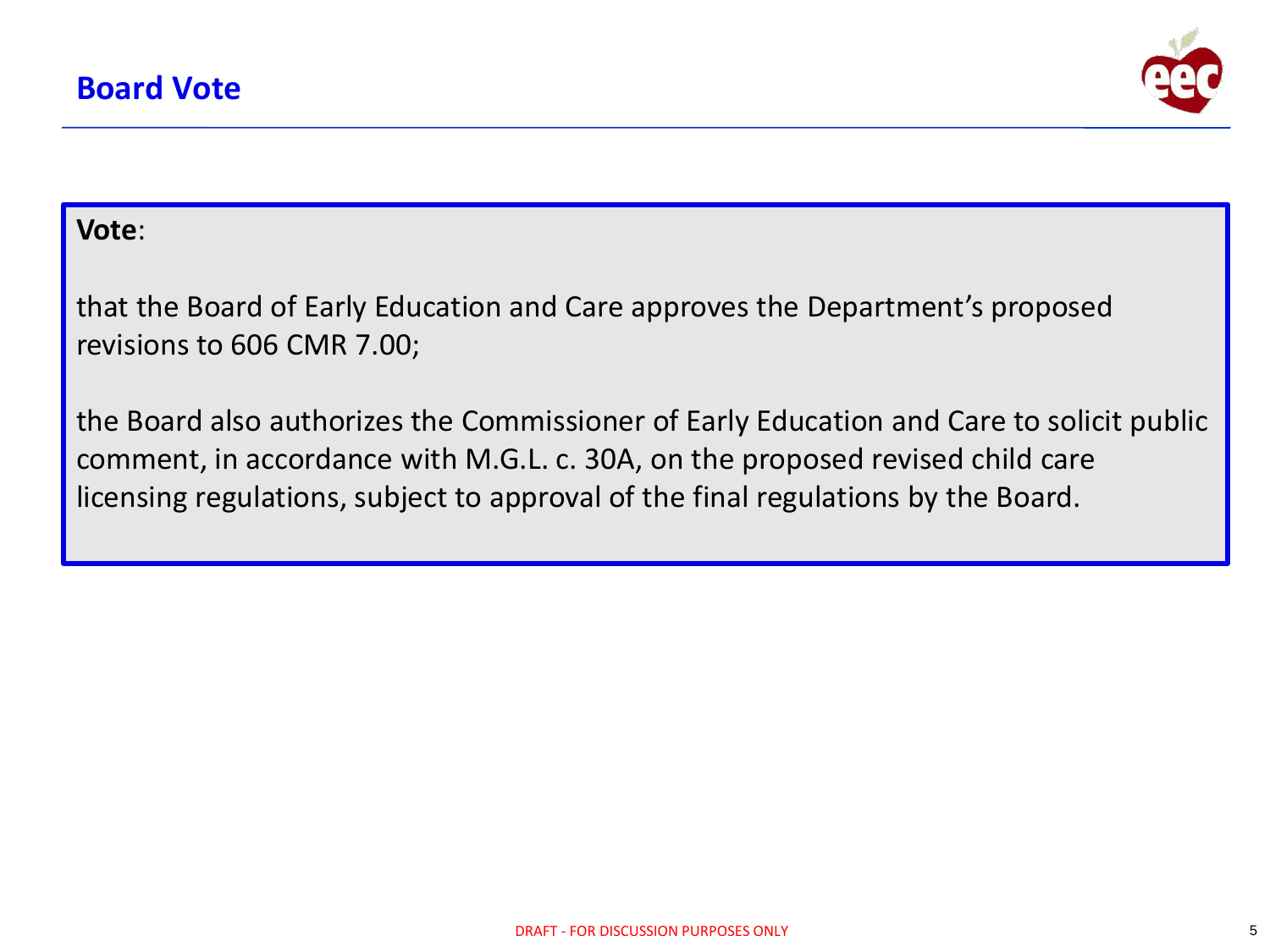## Board Vote

**Vote**:

that the Board of Early Education and Care approves the Department's proposed revisions to 606 CMR 7.00;

the Board also authorizes the Commissioner of Early Education and Care to solicit public comment, in accordance with M.G.L. c. 30A, on the proposed revised child care licensing regulations, subject to approval of the final regulations by the Board.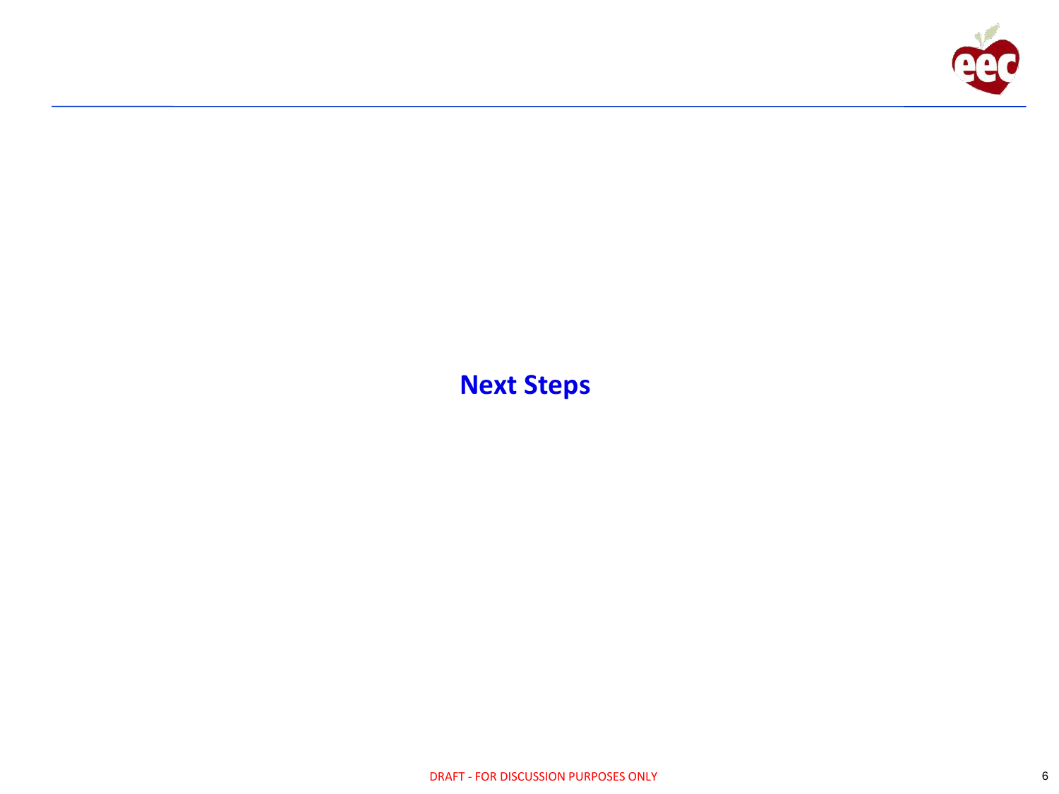# Next Steps

DRAFT - FOR DISCUSSION PURPOSES ONLY